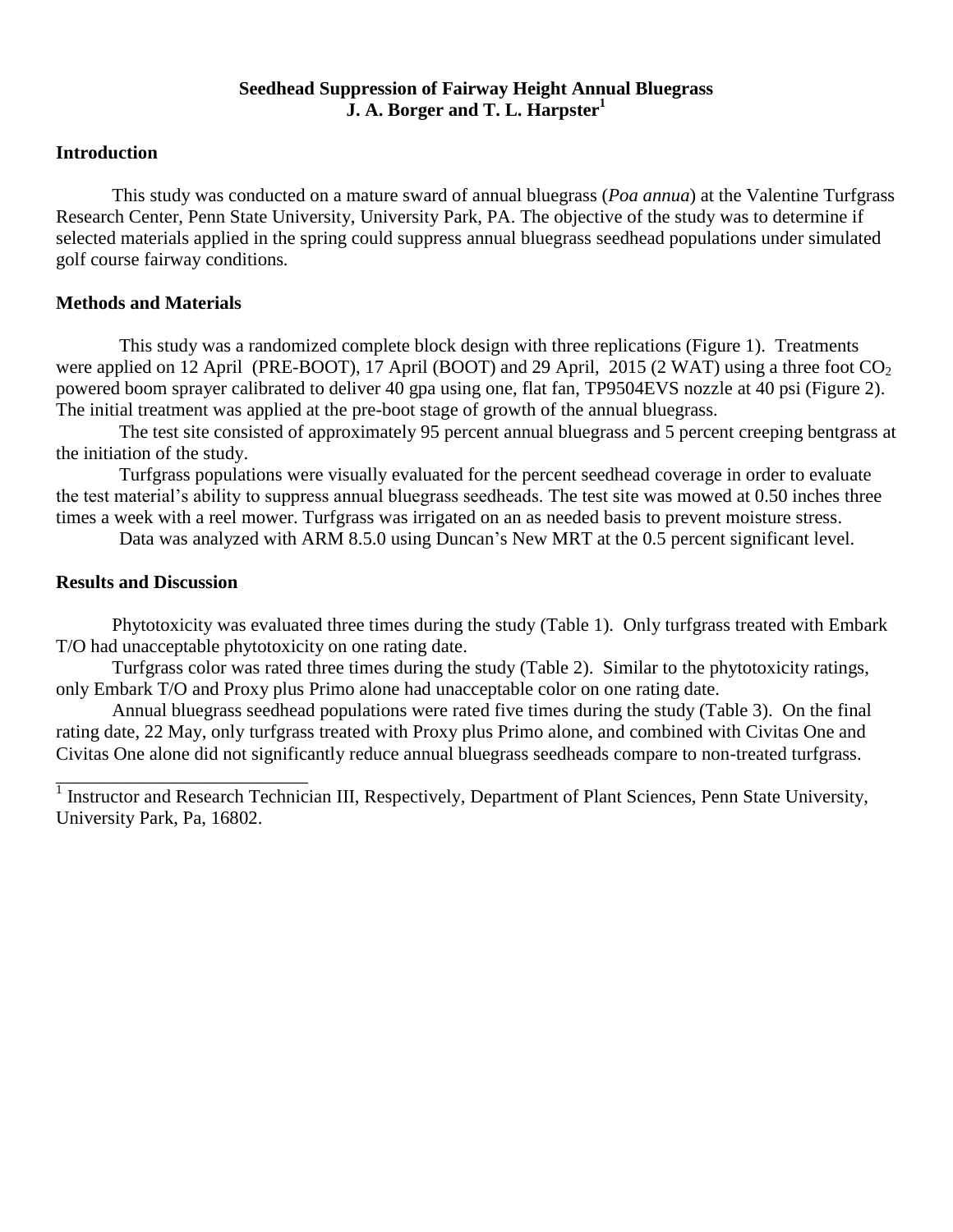# Seedhead Suppression of Fairway Height Annual Bluegrass
### J. A. Borger and T. L. Harpster[1]

## Introduction

This study was conducted on a mature sward of annual bluegrass (*Poa annua*) at the Valentine Turfgrass Research Center, Penn State University, University Park, PA. The objective of the study was to determine if selected materials applied in the spring could suppress annual bluegrass seedhead populations under simulated golf course fairway conditions.

## Methods and Materials

This study was a randomized complete block design with three replications (Figure 1). Treatments were applied on 12 April (PRE-BOOT), 17 April (BOOT) and 29 April, 2015 (2 WAT) using a three foot $CO_2$ powered boom sprayer calibrated to deliver 40 gpa using one, flat fan, TP9504EVS nozzle at 40 psi (Figure 2). The initial treatment was applied at the pre-boot stage of growth of the annual bluegrass.

The test site consisted of approximately 95 percent annual bluegrass and 5 percent creeping bentgrass at the initiation of the study.

Turfgrass populations were visually evaluated for the percent seedhead coverage in order to evaluate the test material's ability to suppress annual bluegrass seedheads. The test site was mowed at 0.50 inches three times a week with a reel mower. Turfgrass was irrigated on an as needed basis to prevent moisture stress.

Data was analyzed with ARM 8.5.0 using Duncan's New MRT at the 0.5 percent significant level.

## Results and Discussion

Phytotoxicity was evaluated three times during the study (Table 1). Only turfgrass treated with Embark T/O had unacceptable phytotoxicity on one rating date.

Turfgrass color was rated three times during the study (Table 2). Similar to the phytotoxicity ratings, only Embark T/O and Proxy plus Primo alone had unacceptable color on one rating date.

Annual bluegrass seedhead populations were rated five times during the study (Table 3). On the final rating date, 22 May, only turfgrass treated with Proxy plus Primo alone, and combined with Civitas One and Civitas One alone did not significantly reduce annual bluegrass seedheads compare to non-treated turfgrass.

---

[1] Instructor and Research Technician III, Respectively, Department of Plant Sciences, Penn State University, University Park, Pa, 16802.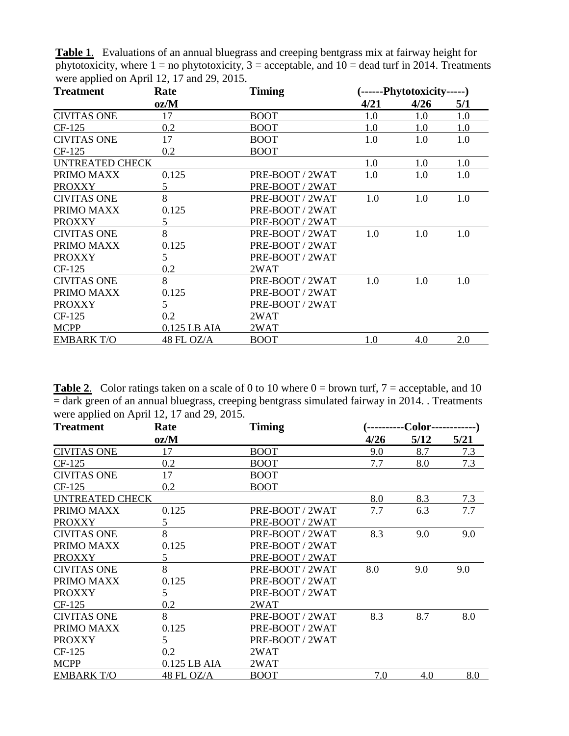**Table 1**. Evaluations of an annual bluegrass and creeping bentgrass mix at fairway height for phytotoxicity, where 1 = no phytotoxicity, 3 = acceptable, and 10 = dead turf in 2014. Treatments were applied on April 12, 17 and 29, 2015.

| Treatment | Rate | Timing | (------Phytotoxicity-----) | | |
|---|---|---|---|---|---|
| | oz/M | | 4/21 | 4/26 | 5/1 |
| CIVITAS ONE | 17 | BOOT | 1.0 | 1.0 | 1.0 |
| CF-125 | 0.2 | BOOT | 1.0 | 1.0 | 1.0 |
| CIVITAS ONE | 17 | BOOT | 1.0 | 1.0 | 1.0 |
| CF-125 | 0.2 | BOOT | | | |
| UNTREATED CHECK | | | 1.0 | 1.0 | 1.0 |
| PRIMO MAXX | 0.125 | PRE-BOOT / 2WAT | 1.0 | 1.0 | 1.0 |
| PROXXY | 5 | PRE-BOOT / 2WAT | | | |
| CIVITAS ONE | 8 | PRE-BOOT / 2WAT | 1.0 | 1.0 | 1.0 |
| PRIMO MAXX | 0.125 | PRE-BOOT / 2WAT | | | |
| PROXXY | 5 | PRE-BOOT / 2WAT | | | |
| CIVITAS ONE | 8 | PRE-BOOT / 2WAT | 1.0 | 1.0 | 1.0 |
| PRIMO MAXX | 0.125 | PRE-BOOT / 2WAT | | | |
| PROXXY | 5 | PRE-BOOT / 2WAT | | | |
| CF-125 | 0.2 | 2WAT | | | |
| CIVITAS ONE | 8 | PRE-BOOT / 2WAT | 1.0 | 1.0 | 1.0 |
| PRIMO MAXX | 0.125 | PRE-BOOT / 2WAT | | | |
| PROXXY | 5 | PRE-BOOT / 2WAT | | | |
| CF-125 | 0.2 | 2WAT | | | |
| MCPP | 0.125 LB AIA | 2WAT | | | |
| EMBARK T/O | 48 FL OZ/A | BOOT | 1.0 | 4.0 | 2.0 |

**Table 2**. Color ratings taken on a scale of 0 to 10 where 0 = brown turf, 7 = acceptable, and 10 = dark green of an annual bluegrass, creeping bentgrass simulated fairway in 2014. . Treatments were applied on April 12, 17 and 29, 2015.

| Treatment | Rate | Timing | (----------Color------------) | | |
|---|---|---|---|---|---|
| | oz/M | | 4/26 | 5/12 | 5/21 |
| CIVITAS ONE | 17 | BOOT | 9.0 | 8.7 | 7.3 |
| CF-125 | 0.2 | BOOT | 7.7 | 8.0 | 7.3 |
| CIVITAS ONE | 17 | BOOT | | | |
| CF-125 | 0.2 | BOOT | | | |
| UNTREATED CHECK | | | 8.0 | 8.3 | 7.3 |
| PRIMO MAXX | 0.125 | PRE-BOOT / 2WAT | 7.7 | 6.3 | 7.7 |
| PROXXY | 5 | PRE-BOOT / 2WAT | | | |
| CIVITAS ONE | 8 | PRE-BOOT / 2WAT | 8.3 | 9.0 | 9.0 |
| PRIMO MAXX | 0.125 | PRE-BOOT / 2WAT | | | |
| PROXXY | 5 | PRE-BOOT / 2WAT | | | |
| CIVITAS ONE | 8 | PRE-BOOT / 2WAT | 8.0 | 9.0 | 9.0 |
| PRIMO MAXX | 0.125 | PRE-BOOT / 2WAT | | | |
| PROXXY | 5 | PRE-BOOT / 2WAT | | | |
| CF-125 | 0.2 | 2WAT | | | |
| CIVITAS ONE | 8 | PRE-BOOT / 2WAT | 8.3 | 8.7 | 8.0 |
| PRIMO MAXX | 0.125 | PRE-BOOT / 2WAT | | | |
| PROXXY | 5 | PRE-BOOT / 2WAT | | | |
| CF-125 | 0.2 | 2WAT | | | |
| MCPP | 0.125 LB AIA | 2WAT | | | |
| EMBARK T/O | 48 FL OZ/A | BOOT | 7.0 | 4.0 | 8.0 |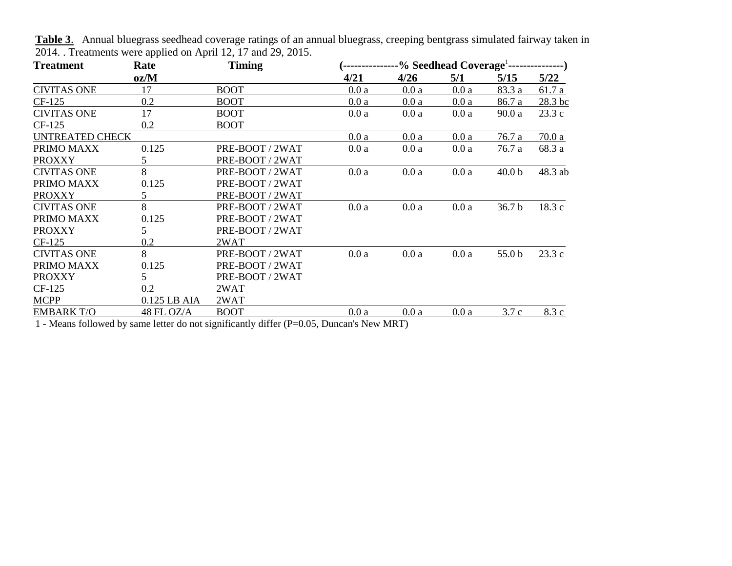**Table 3**. Annual bluegrass seedhead coverage ratings of an annual bluegrass, creeping bentgrass simulated fairway taken in 2014. . Treatments were applied on April 12, 17 and 29, 2015.

| Treatment | Rate | Timing | (---------------% Seedhead Coverage[1]---------------) | | | | |
|---|---|---|---|---|---|---|---|
| | oz/M | | 4/21 | 4/26 | 5/1 | 5/15 | 5/22 |
| CIVITAS ONE | 17 | BOOT | 0.0 a | 0.0 a | 0.0 a | 83.3 a | 61.7 a |
| CF-125 | 0.2 | BOOT | 0.0 a | 0.0 a | 0.0 a | 86.7 a | 28.3 bc |
| CIVITAS ONE | 17 | BOOT | 0.0 a | 0.0 a | 0.0 a | 90.0 a | 23.3 c |
| CF-125 | 0.2 | BOOT | | | | | |
| UNTREATED CHECK | | | 0.0 a | 0.0 a | 0.0 a | 76.7 a | 70.0 a |
| PRIMO MAXX | 0.125 | PRE-BOOT / 2WAT | 0.0 a | 0.0 a | 0.0 a | 76.7 a | 68.3 a |
| PROXXY | 5 | PRE-BOOT / 2WAT | | | | | |
| CIVITAS ONE | 8 | PRE-BOOT / 2WAT | 0.0 a | 0.0 a | 0.0 a | 40.0 b | 48.3 ab |
| PRIMO MAXX | 0.125 | PRE-BOOT / 2WAT | | | | | |
| PROXXY | 5 | PRE-BOOT / 2WAT | | | | | |
| CIVITAS ONE | 8 | PRE-BOOT / 2WAT | 0.0 a | 0.0 a | 0.0 a | 36.7 b | 18.3 c |
| PRIMO MAXX | 0.125 | PRE-BOOT / 2WAT | | | | | |
| PROXXY | 5 | PRE-BOOT / 2WAT | | | | | |
| CF-125 | 0.2 | 2WAT | | | | | |
| CIVITAS ONE | 8 | PRE-BOOT / 2WAT | 0.0 a | 0.0 a | 0.0 a | 55.0 b | 23.3 c |
| PRIMO MAXX | 0.125 | PRE-BOOT / 2WAT | | | | | |
| PROXXY | 5 | PRE-BOOT / 2WAT | | | | | |
| CF-125 | 0.2 | 2WAT | | | | | |
| MCPP | 0.125 LB AIA | 2WAT | | | | | |
| EMBARK T/O | 48 FL OZ/A | BOOT | 0.0 a | 0.0 a | 0.0 a | 3.7 c | 8.3 c |

1 - Means followed by same letter do not significantly differ (P=0.05, Duncan's New MRT)